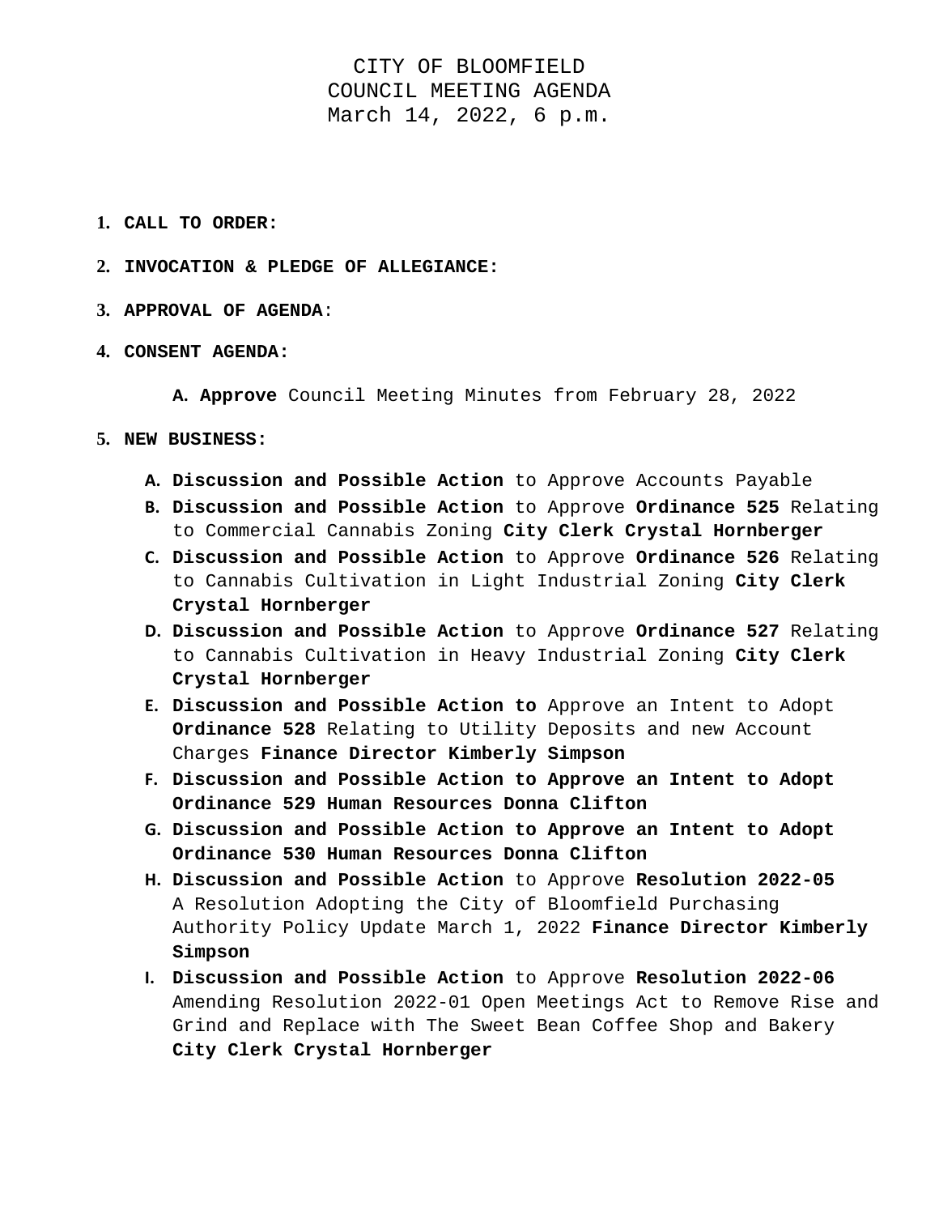# CITY OF BLOOMFIELD
## COUNCIL MEETING AGENDA
### March 14, 2022, 6 p.m.

1. **CALL TO ORDER:**

2. **INVOCATION & PLEDGE OF ALLEGIANCE:**

3. **APPROVAL OF AGENDA**:

4. **CONSENT AGENDA:**

   A. **Approve** Council Meeting Minutes from February 28, 2022

5. **NEW BUSINESS:**

   A. **Discussion and Possible Action** to Approve Accounts Payable
   
   B. **Discussion and Possible Action** to Approve **Ordinance 525** Relating to Commercial Cannabis Zoning **City Clerk Crystal Hornberger**
   
   C. **Discussion and Possible Action** to Approve **Ordinance 526** Relating to Cannabis Cultivation in Light Industrial Zoning **City Clerk Crystal Hornberger**
   
   D. **Discussion and Possible Action** to Approve **Ordinance 527** Relating to Cannabis Cultivation in Heavy Industrial Zoning **City Clerk Crystal Hornberger**
   
   E. **Discussion and Possible Action to** Approve an Intent to Adopt **Ordinance 528** Relating to Utility Deposits and new Account Charges **Finance Director Kimberly Simpson**
   
   F. **Discussion and Possible Action to Approve an Intent to Adopt Ordinance 529 Human Resources Donna Clifton**
   
   G. **Discussion and Possible Action to Approve an Intent to Adopt Ordinance 530 Human Resources Donna Clifton**
   
   H. **Discussion and Possible Action** to Approve **Resolution 2022-05** A Resolution Adopting the City of Bloomfield Purchasing Authority Policy Update March 1, 2022 **Finance Director Kimberly Simpson**
   
   I. **Discussion and Possible Action** to Approve **Resolution 2022-06** Amending Resolution 2022-01 Open Meetings Act to Remove Rise and Grind and Replace with The Sweet Bean Coffee Shop and Bakery **City Clerk Crystal Hornberger**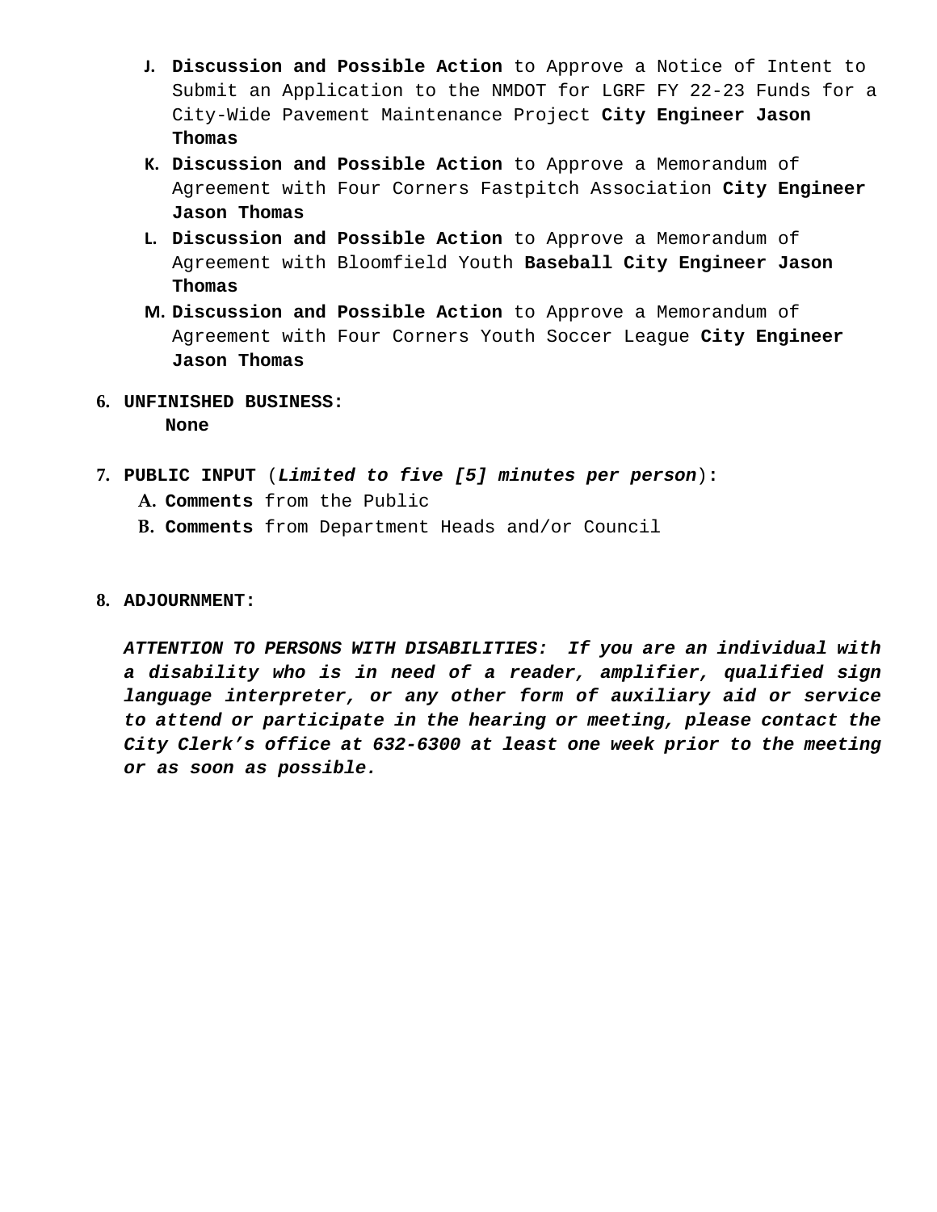J. **Discussion and Possible Action** to Approve a Notice of Intent to Submit an Application to the NMDOT for LGRF FY 22-23 Funds for a City-Wide Pavement Maintenance Project **City Engineer Jason Thomas**

K. **Discussion and Possible Action** to Approve a Memorandum of Agreement with Four Corners Fastpitch Association **City Engineer Jason Thomas**

L. **Discussion and Possible Action** to Approve a Memorandum of Agreement with Bloomfield Youth **Baseball City Engineer Jason Thomas**

M. **Discussion and Possible Action** to Approve a Memorandum of Agreement with Four Corners Youth Soccer League **City Engineer Jason Thomas**

6. **UNFINISHED BUSINESS:**
   **None**

7. **PUBLIC INPUT** (***Limited to five [5] minutes per person***)**:**
   A. **Comments** from the Public
   B. **Comments** from Department Heads and/or Council

8. **ADJOURNMENT:**

***ATTENTION TO PERSONS WITH DISABILITIES: If you are an individual with a disability who is in need of a reader, amplifier, qualified sign language interpreter, or any other form of auxiliary aid or service to attend or participate in the hearing or meeting, please contact the City Clerk's office at 632-6300 at least one week prior to the meeting or as soon as possible.***